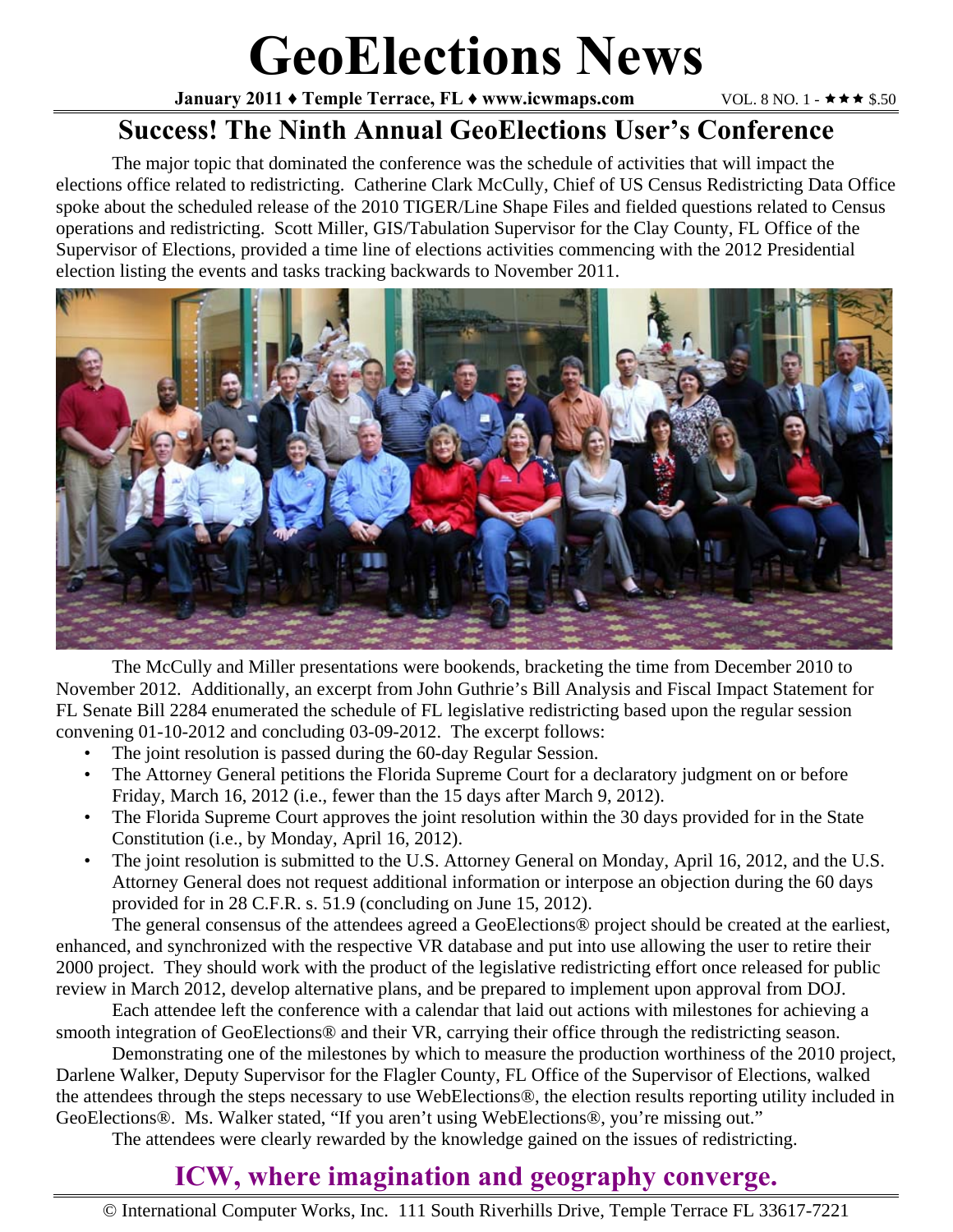# GeoElections News

**January 2011 ♦ Temple Terrace, FL ♦ www.icwmaps.com** VOL. 8 NO. 1 - ★★★ $.50

## Success! The Ninth Annual GeoElections User's Conference

The major topic that dominated the conference was the schedule of activities that will impact the elections office related to redistricting. Catherine Clark McCully, Chief of US Census Redistricting Data Office spoke about the scheduled release of the 2010 TIGER/Line Shape Files and fielded questions related to Census operations and redistricting. Scott Miller, GIS/Tabulation Supervisor for the Clay County, FL Office of the Supervisor of Elections, provided a time line of elections activities commencing with the 2012 Presidential election listing the events and tasks tracking backwards to November 2011.

The McCully and Miller presentations were bookends, bracketing the time from December 2010 to November 2012. Additionally, an excerpt from John Guthrie's Bill Analysis and Fiscal Impact Statement for FL Senate Bill 2284 enumerated the schedule of FL legislative redistricting based upon the regular session convening 01-10-2012 and concluding 03-09-2012. The excerpt follows:

- The joint resolution is passed during the 60-day Regular Session.
- The Attorney General petitions the Florida Supreme Court for a declaratory judgment on or before Friday, March 16, 2012 (i.e., fewer than the 15 days after March 9, 2012).
- The Florida Supreme Court approves the joint resolution within the 30 days provided for in the State Constitution (i.e., by Monday, April 16, 2012).
- The joint resolution is submitted to the U.S. Attorney General on Monday, April 16, 2012, and the U.S. Attorney General does not request additional information or interpose an objection during the 60 days provided for in 28 C.F.R. s. 51.9 (concluding on June 15, 2012).

The general consensus of the attendees agreed a GeoElections® project should be created at the earliest, enhanced, and synchronized with the respective VR database and put into use allowing the user to retire their 2000 project. They should work with the product of the legislative redistricting effort once released for public review in March 2012, develop alternative plans, and be prepared to implement upon approval from DOJ.

Each attendee left the conference with a calendar that laid out actions with milestones for achieving a smooth integration of GeoElections® and their VR, carrying their office through the redistricting season.

Demonstrating one of the milestones by which to measure the production worthiness of the 2010 project, Darlene Walker, Deputy Supervisor for the Flagler County, FL Office of the Supervisor of Elections, walked the attendees through the steps necessary to use WebElections®, the election results reporting utility included in GeoElections®. Ms. Walker stated, "If you aren't using WebElections®, you're missing out."

The attendees were clearly rewarded by the knowledge gained on the issues of redistricting.

## ICW, where imagination and geography converge.

© International Computer Works, Inc. 111 South Riverhills Drive, Temple Terrace FL 33617-7221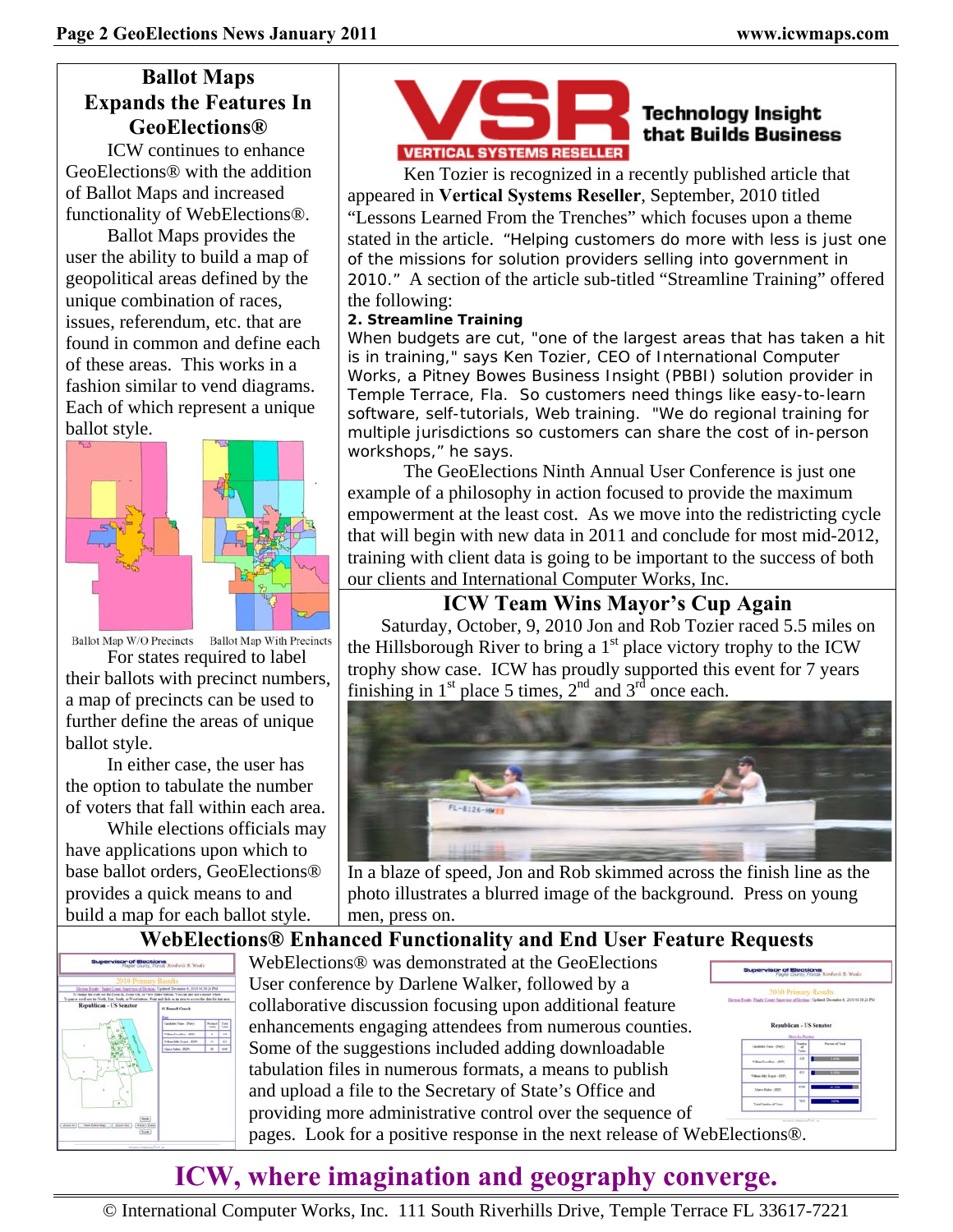## Ballot Maps Expands the Features In GeoElections®

ICW continues to enhance GeoElections® with the addition of Ballot Maps and increased functionality of WebElections®.

Ballot Maps provides the user the ability to build a map of geopolitical areas defined by the unique combination of races, issues, referendum, etc. that are found in common and define each of these areas. This works in a fashion similar to vend diagrams. Each of which represent a unique ballot style.

Ballot Map W/O Precincts    Ballot Map With Precincts

For states required to label their ballots with precinct numbers, a map of precincts can be used to further define the areas of unique ballot style.

In either case, the user has the option to tabulate the number of voters that fall within each area.

While elections officials may have applications upon which to base ballot orders, GeoElections® provides a quick means to and build a map for each ballot style.

VSR VERTICAL SYSTEMS RESELLER Technology Insight that Builds Business

Ken Tozier is recognized in a recently published article that appeared in **Vertical Systems Reseller**, September, 2010 titled "Lessons Learned From the Trenches" which focuses upon a theme stated in the article. "Helping customers do more with less is just one of the missions for solution providers selling into government in 2010." A section of the article sub-titled "Streamline Training" offered the following:

**2. Streamline Training**

When budgets are cut, "one of the largest areas that has taken a hit is in training," says Ken Tozier, CEO of International Computer Works, a Pitney Bowes Business Insight (PBBI) solution provider in Temple Terrace, Fla. So customers need things like easy-to-learn software, self-tutorials, Web training. "We do regional training for multiple jurisdictions so customers can share the cost of in-person workshops," he says.

The GeoElections Ninth Annual User Conference is just one example of a philosophy in action focused to provide the maximum empowerment at the least cost. As we move into the redistricting cycle that will begin with new data in 2011 and conclude for most mid-2012, training with client data is going to be important to the success of both our clients and International Computer Works, Inc.

## ICW Team Wins Mayor's Cup Again

Saturday, October, 9, 2010 Jon and Rob Tozier raced 5.5 miles on the Hillsborough River to bring a 1st place victory trophy to the ICW trophy show case. ICW has proudly supported this event for 7 years finishing in 1st place 5 times, 2nd and 3rd once each.

In a blaze of speed, Jon and Rob skimmed across the finish line as the photo illustrates a blurred image of the background. Press on young men, press on.

## WebElections® Enhanced Functionality and End User Feature Requests

WebElections® was demonstrated at the GeoElections User conference by Darlene Walker, followed by a collaborative discussion focusing upon additional feature enhancements engaging attendees from numerous counties. Some of the suggestions included adding downloadable tabulation files in numerous formats, a means to publish and upload a file to the Secretary of State's Office and providing more administrative control over the sequence of pages. Look for a positive response in the next release of WebElections®.

## ICW, where imagination and geography converge.

© International Computer Works, Inc. 111 South Riverhills Drive, Temple Terrace FL 33617-7221